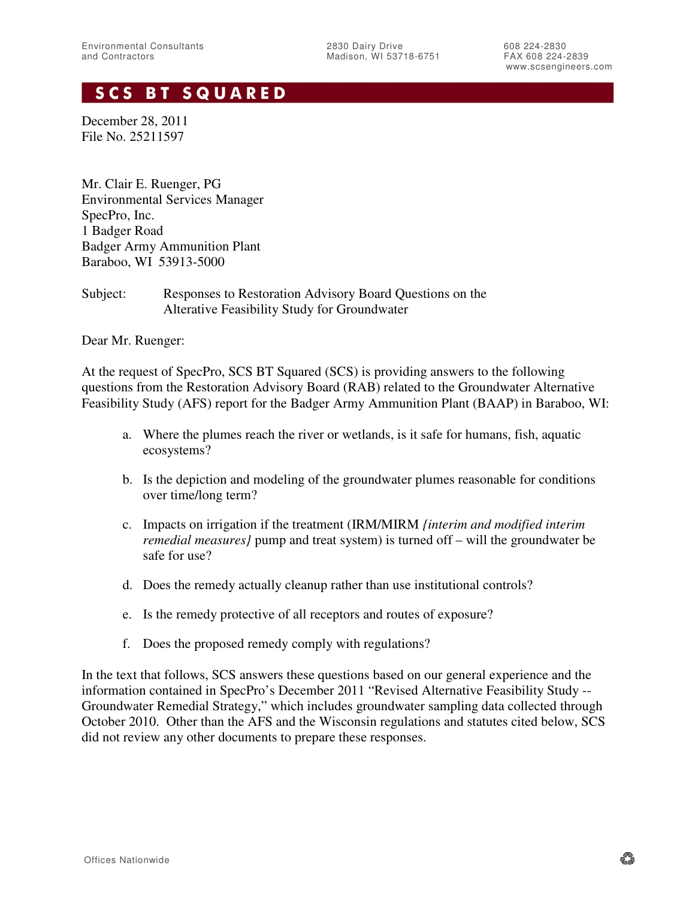Environmental Consultants and Contractors

2830 Dairy Drive
Madison, WI 53718-6751

608 224-2830
FAX 608 224-2839
www.scsengineers.com

# SCS BT SQUARED

December 28, 2011
File No. 25211597

Mr. Clair E. Ruenger, PG
Environmental Services Manager
SpecPro, Inc.
1 Badger Road
Badger Army Ammunition Plant
Baraboo, WI 53913-5000

Subject: Responses to Restoration Advisory Board Questions on the Alterative Feasibility Study for Groundwater

Dear Mr. Ruenger:

At the request of SpecPro, SCS BT Squared (SCS) is providing answers to the following questions from the Restoration Advisory Board (RAB) related to the Groundwater Alternative Feasibility Study (AFS) report for the Badger Army Ammunition Plant (BAAP) in Baraboo, WI:

a. Where the plumes reach the river or wetlands, is it safe for humans, fish, aquatic ecosystems?

b. Is the depiction and modeling of the groundwater plumes reasonable for conditions over time/long term?

c. Impacts on irrigation if the treatment (IRM/MIRM *{interim and modified interim remedial measures}* pump and treat system) is turned off – will the groundwater be safe for use?

d. Does the remedy actually cleanup rather than use institutional controls?

e. Is the remedy protective of all receptors and routes of exposure?

f. Does the proposed remedy comply with regulations?

In the text that follows, SCS answers these questions based on our general experience and the information contained in SpecPro's December 2011 "Revised Alternative Feasibility Study -- Groundwater Remedial Strategy," which includes groundwater sampling data collected through October 2010. Other than the AFS and the Wisconsin regulations and statutes cited below, SCS did not review any other documents to prepare these responses.

Offices Nationwide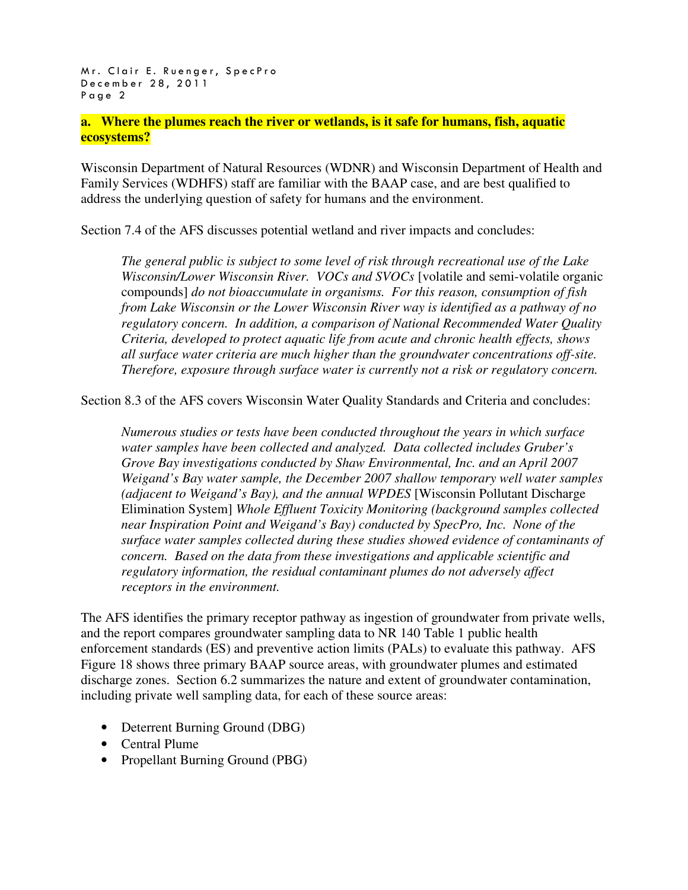**a. Where the plumes reach the river or wetlands, is it safe for humans, fish, aquatic ecosystems?**

Wisconsin Department of Natural Resources (WDNR) and Wisconsin Department of Health and Family Services (WDHFS) staff are familiar with the BAAP case, and are best qualified to address the underlying question of safety for humans and the environment.

Section 7.4 of the AFS discusses potential wetland and river impacts and concludes:

> *The general public is subject to some level of risk through recreational use of the Lake Wisconsin/Lower Wisconsin River. VOCs and SVOCs* [volatile and semi-volatile organic compounds] *do not bioaccumulate in organisms. For this reason, consumption of fish from Lake Wisconsin or the Lower Wisconsin River way is identified as a pathway of no regulatory concern. In addition, a comparison of National Recommended Water Quality Criteria, developed to protect aquatic life from acute and chronic health effects, shows all surface water criteria are much higher than the groundwater concentrations off-site. Therefore, exposure through surface water is currently not a risk or regulatory concern.*

Section 8.3 of the AFS covers Wisconsin Water Quality Standards and Criteria and concludes:

> *Numerous studies or tests have been conducted throughout the years in which surface water samples have been collected and analyzed. Data collected includes Gruber's Grove Bay investigations conducted by Shaw Environmental, Inc. and an April 2007 Weigand's Bay water sample, the December 2007 shallow temporary well water samples (adjacent to Weigand's Bay), and the annual WPDES* [Wisconsin Pollutant Discharge Elimination System] *Whole Effluent Toxicity Monitoring (background samples collected near Inspiration Point and Weigand's Bay) conducted by SpecPro, Inc. None of the surface water samples collected during these studies showed evidence of contaminants of concern. Based on the data from these investigations and applicable scientific and regulatory information, the residual contaminant plumes do not adversely affect receptors in the environment.*

The AFS identifies the primary receptor pathway as ingestion of groundwater from private wells, and the report compares groundwater sampling data to NR 140 Table 1 public health enforcement standards (ES) and preventive action limits (PALs) to evaluate this pathway. AFS Figure 18 shows three primary BAAP source areas, with groundwater plumes and estimated discharge zones. Section 6.2 summarizes the nature and extent of groundwater contamination, including private well sampling data, for each of these source areas:

- Deterrent Burning Ground (DBG)
- Central Plume
- Propellant Burning Ground (PBG)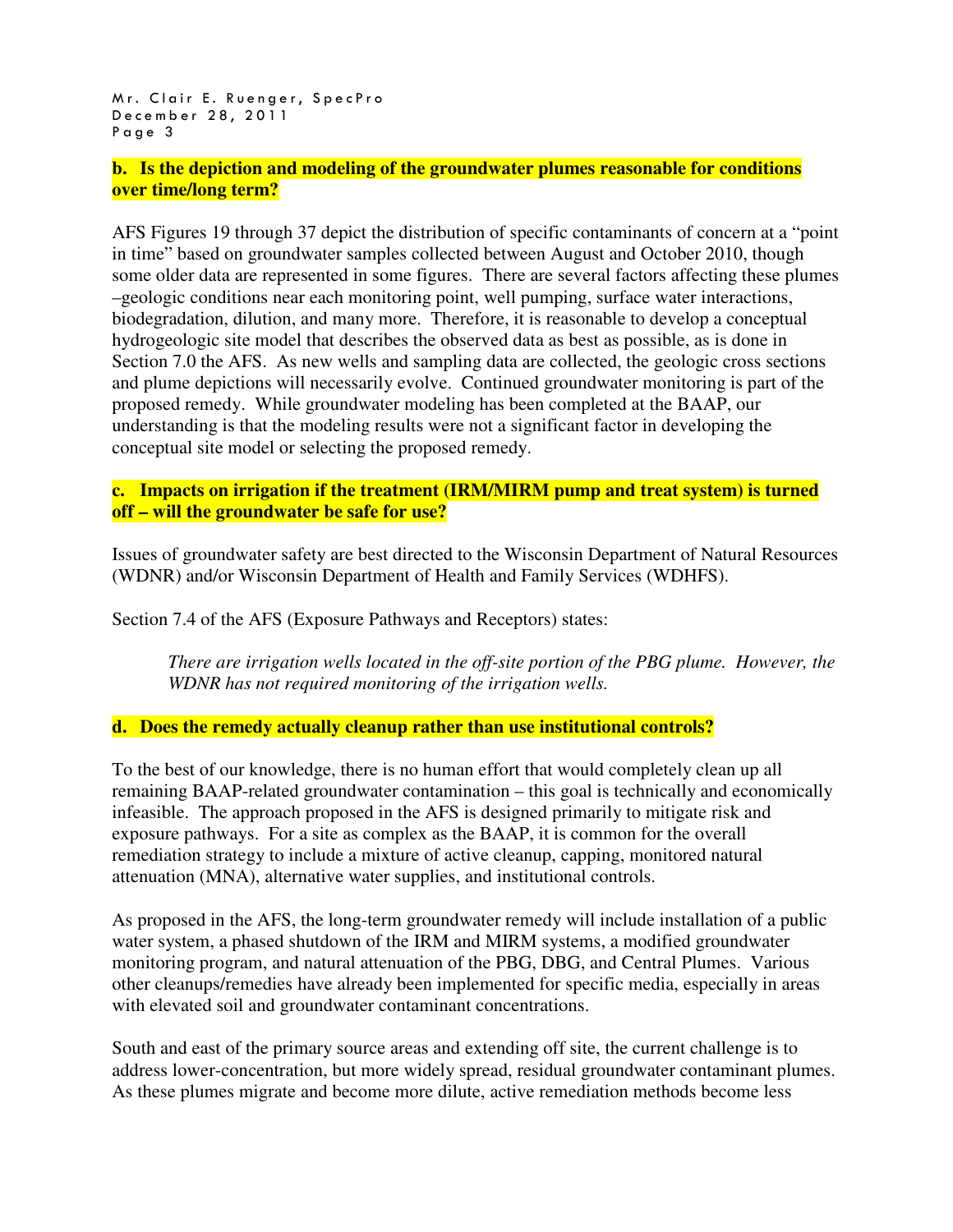**b. Is the depiction and modeling of the groundwater plumes reasonable for conditions over time/long term?**

AFS Figures 19 through 37 depict the distribution of specific contaminants of concern at a "point in time" based on groundwater samples collected between August and October 2010, though some older data are represented in some figures. There are several factors affecting these plumes –geologic conditions near each monitoring point, well pumping, surface water interactions, biodegradation, dilution, and many more. Therefore, it is reasonable to develop a conceptual hydrogeologic site model that describes the observed data as best as possible, as is done in Section 7.0 the AFS. As new wells and sampling data are collected, the geologic cross sections and plume depictions will necessarily evolve. Continued groundwater monitoring is part of the proposed remedy. While groundwater modeling has been completed at the BAAP, our understanding is that the modeling results were not a significant factor in developing the conceptual site model or selecting the proposed remedy.

**c. Impacts on irrigation if the treatment (IRM/MIRM pump and treat system) is turned off – will the groundwater be safe for use?**

Issues of groundwater safety are best directed to the Wisconsin Department of Natural Resources (WDNR) and/or Wisconsin Department of Health and Family Services (WDHFS).

Section 7.4 of the AFS (Exposure Pathways and Receptors) states:

> *There are irrigation wells located in the off-site portion of the PBG plume. However, the WDNR has not required monitoring of the irrigation wells.*

**d. Does the remedy actually cleanup rather than use institutional controls?**

To the best of our knowledge, there is no human effort that would completely clean up all remaining BAAP-related groundwater contamination – this goal is technically and economically infeasible. The approach proposed in the AFS is designed primarily to mitigate risk and exposure pathways. For a site as complex as the BAAP, it is common for the overall remediation strategy to include a mixture of active cleanup, capping, monitored natural attenuation (MNA), alternative water supplies, and institutional controls.

As proposed in the AFS, the long-term groundwater remedy will include installation of a public water system, a phased shutdown of the IRM and MIRM systems, a modified groundwater monitoring program, and natural attenuation of the PBG, DBG, and Central Plumes. Various other cleanups/remedies have already been implemented for specific media, especially in areas with elevated soil and groundwater contaminant concentrations.

South and east of the primary source areas and extending off site, the current challenge is to address lower-concentration, but more widely spread, residual groundwater contaminant plumes. As these plumes migrate and become more dilute, active remediation methods become less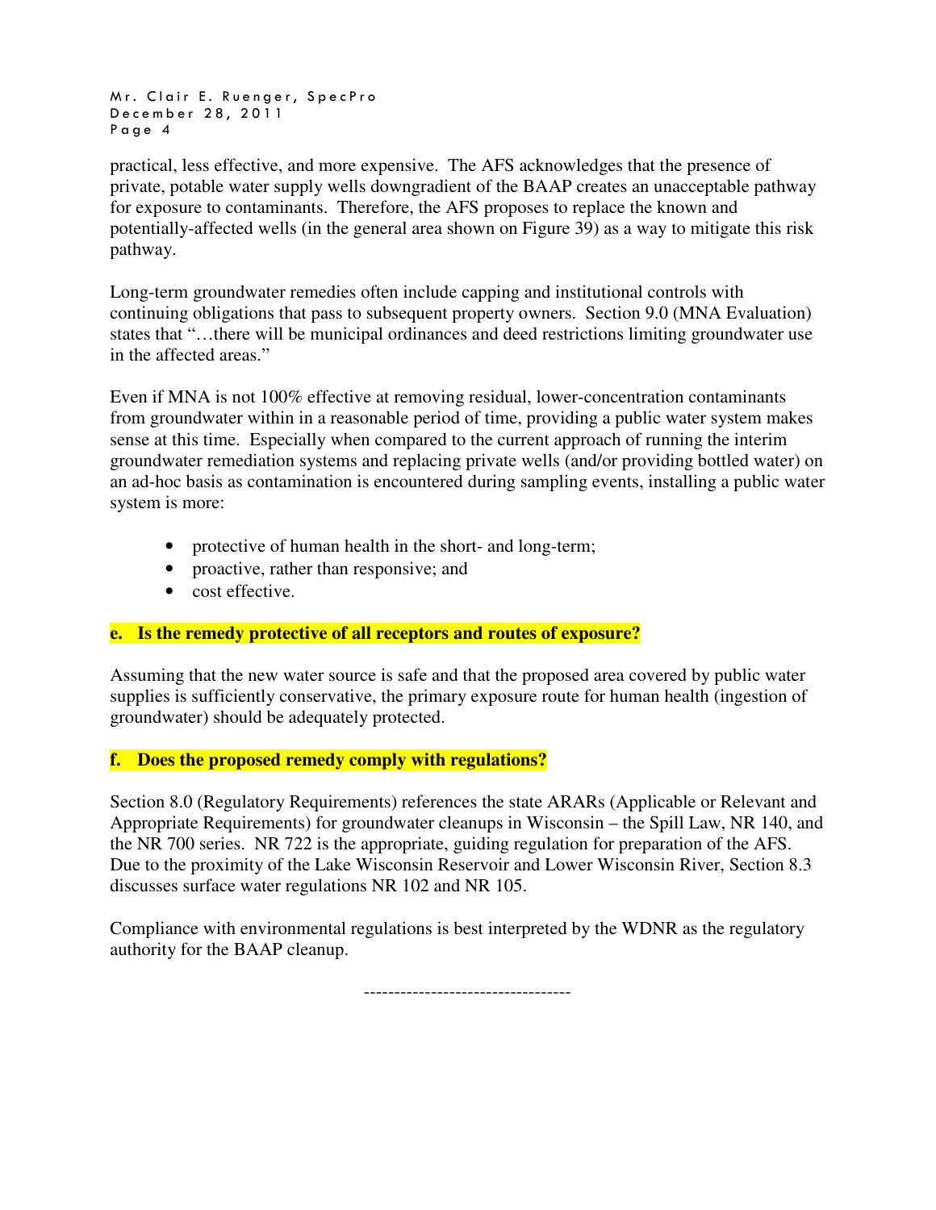practical, less effective, and more expensive. The AFS acknowledges that the presence of private, potable water supply wells downgradient of the BAAP creates an unacceptable pathway for exposure to contaminants. Therefore, the AFS proposes to replace the known and potentially-affected wells (in the general area shown on Figure 39) as a way to mitigate this risk pathway.

Long-term groundwater remedies often include capping and institutional controls with continuing obligations that pass to subsequent property owners. Section 9.0 (MNA Evaluation) states that "…there will be municipal ordinances and deed restrictions limiting groundwater use in the affected areas."

Even if MNA is not 100% effective at removing residual, lower-concentration contaminants from groundwater within in a reasonable period of time, providing a public water system makes sense at this time. Especially when compared to the current approach of running the interim groundwater remediation systems and replacing private wells (and/or providing bottled water) on an ad-hoc basis as contamination is encountered during sampling events, installing a public water system is more:

- protective of human health in the short- and long-term;
- proactive, rather than responsive; and
- cost effective.

**e. Is the remedy protective of all receptors and routes of exposure?**

Assuming that the new water source is safe and that the proposed area covered by public water supplies is sufficiently conservative, the primary exposure route for human health (ingestion of groundwater) should be adequately protected.

**f. Does the proposed remedy comply with regulations?**

Section 8.0 (Regulatory Requirements) references the state ARARs (Applicable or Relevant and Appropriate Requirements) for groundwater cleanups in Wisconsin – the Spill Law, NR 140, and the NR 700 series. NR 722 is the appropriate, guiding regulation for preparation of the AFS. Due to the proximity of the Lake Wisconsin Reservoir and Lower Wisconsin River, Section 8.3 discusses surface water regulations NR 102 and NR 105.

Compliance with environmental regulations is best interpreted by the WDNR as the regulatory authority for the BAAP cleanup.

---------------------------------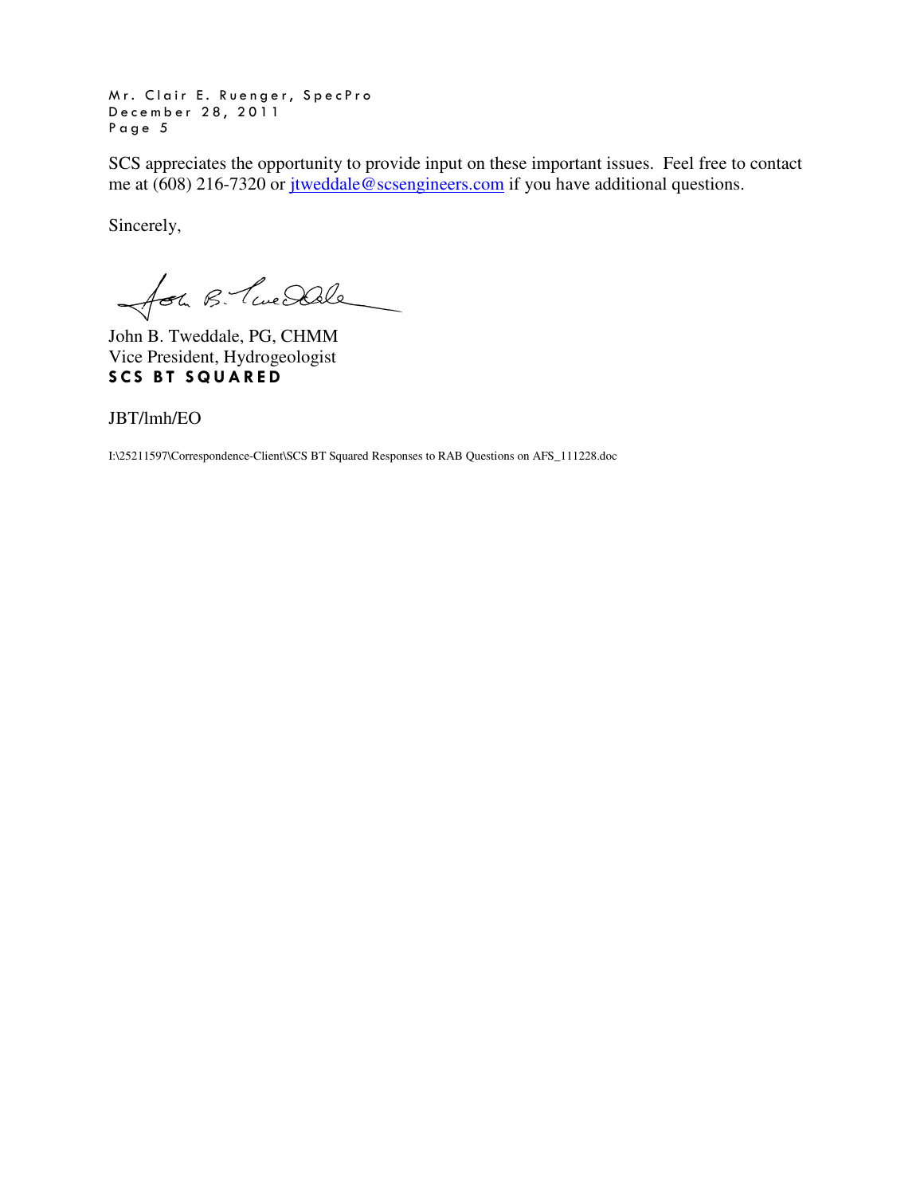SCS appreciates the opportunity to provide input on these important issues. Feel free to contact me at (608) 216-7320 or jtweddale@scsengineers.com if you have additional questions.

Sincerely,

John B. Tweddale, PG, CHMM
Vice President, Hydrogeologist
**SCS BT SQUARED**

JBT/lmh/EO

I:\25211597\Correspondence-Client\SCS BT Squared Responses to RAB Questions on AFS_111228.doc